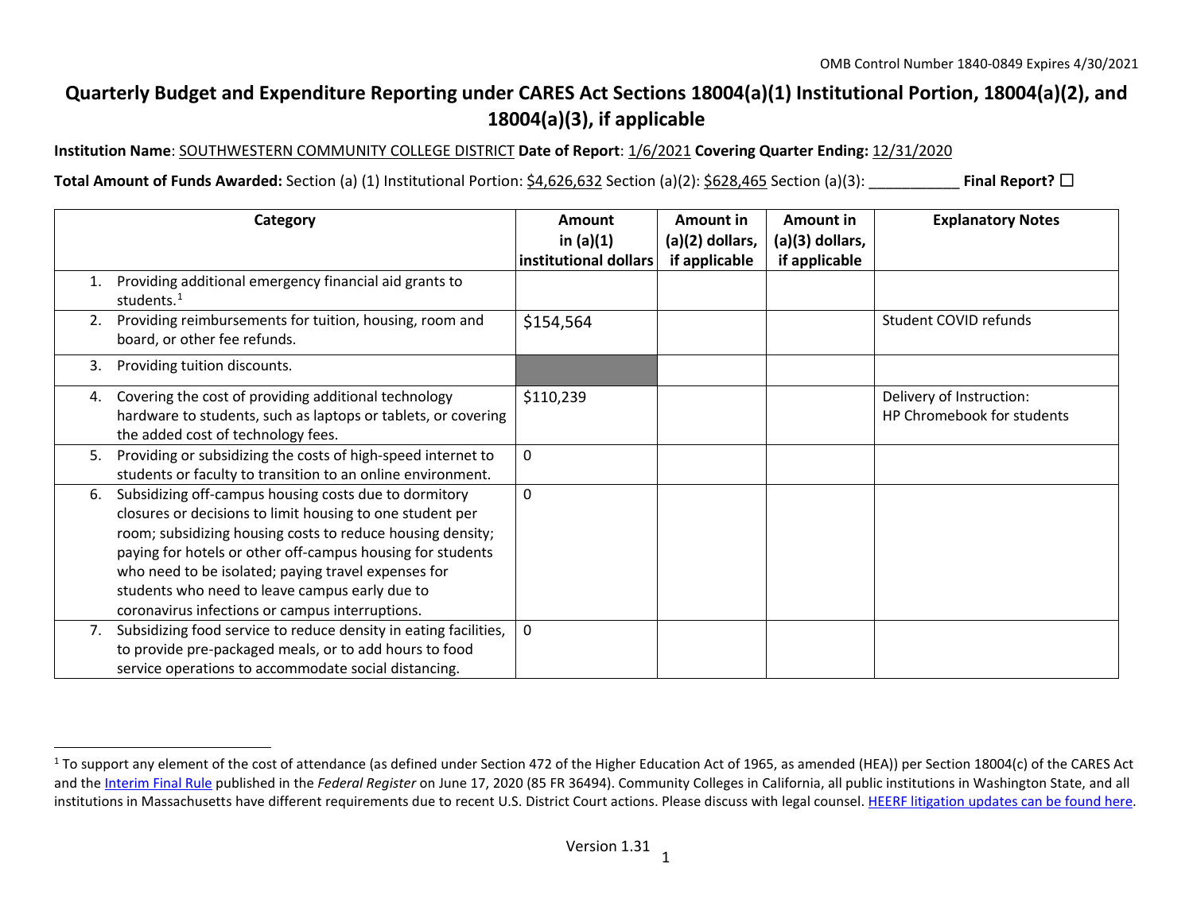OMB Control Number 1840-0849 Expires 4/30/2021

# Quarterly Budget and Expenditure Reporting under CARES Act Sections 18004(a)(1) Institutional Portion, 18004(a)(2), and 18004(a)(3), if applicable

**Institution Name**: SOUTHWESTERN COMMUNITY COLLEGE DISTRICT **Date of Report**: 1/6/2021 **Covering Quarter Ending:** 12/31/2020

**Total Amount of Funds Awarded:** Section (a) (1) Institutional Portion: $4,626,632 Section (a)(2): $628,465 Section (a)(3): ___________ **Final Report?** ☐

| Category | Amount in (a)(1) institutional dollars | Amount in (a)(2) dollars, if applicable | Amount in (a)(3) dollars, if applicable | Explanatory Notes |
|---|---|---|---|---|
| 1. Providing additional emergency financial aid grants to students.[1] | | | | |
| 2. Providing reimbursements for tuition, housing, room and board, or other fee refunds. | $154,564 | | | Student COVID refunds |
| 3. Providing tuition discounts. | | | | |
| 4. Covering the cost of providing additional technology hardware to students, such as laptops or tablets, or covering the added cost of technology fees. | $110,239 | | | Delivery of Instruction: HP Chromebook for students |
| 5. Providing or subsidizing the costs of high-speed internet to students or faculty to transition to an online environment. | 0 | | | |
| 6. Subsidizing off-campus housing costs due to dormitory closures or decisions to limit housing to one student per room; subsidizing housing costs to reduce housing density; paying for hotels or other off-campus housing for students who need to be isolated; paying travel expenses for students who need to leave campus early due to coronavirus infections or campus interruptions. | 0 | | | |
| 7. Subsidizing food service to reduce density in eating facilities, to provide pre-packaged meals, or to add hours to food service operations to accommodate social distancing. | 0 | | | |

[1] To support any element of the cost of attendance (as defined under Section 472 of the Higher Education Act of 1965, as amended (HEA)) per Section 18004(c) of the CARES Act and the Interim Final Rule published in the *Federal Register* on June 17, 2020 (85 FR 36494). Community Colleges in California, all public institutions in Washington State, and all institutions in Massachusetts have different requirements due to recent U.S. District Court actions. Please discuss with legal counsel. HEERF litigation updates can be found here.

Version 1.31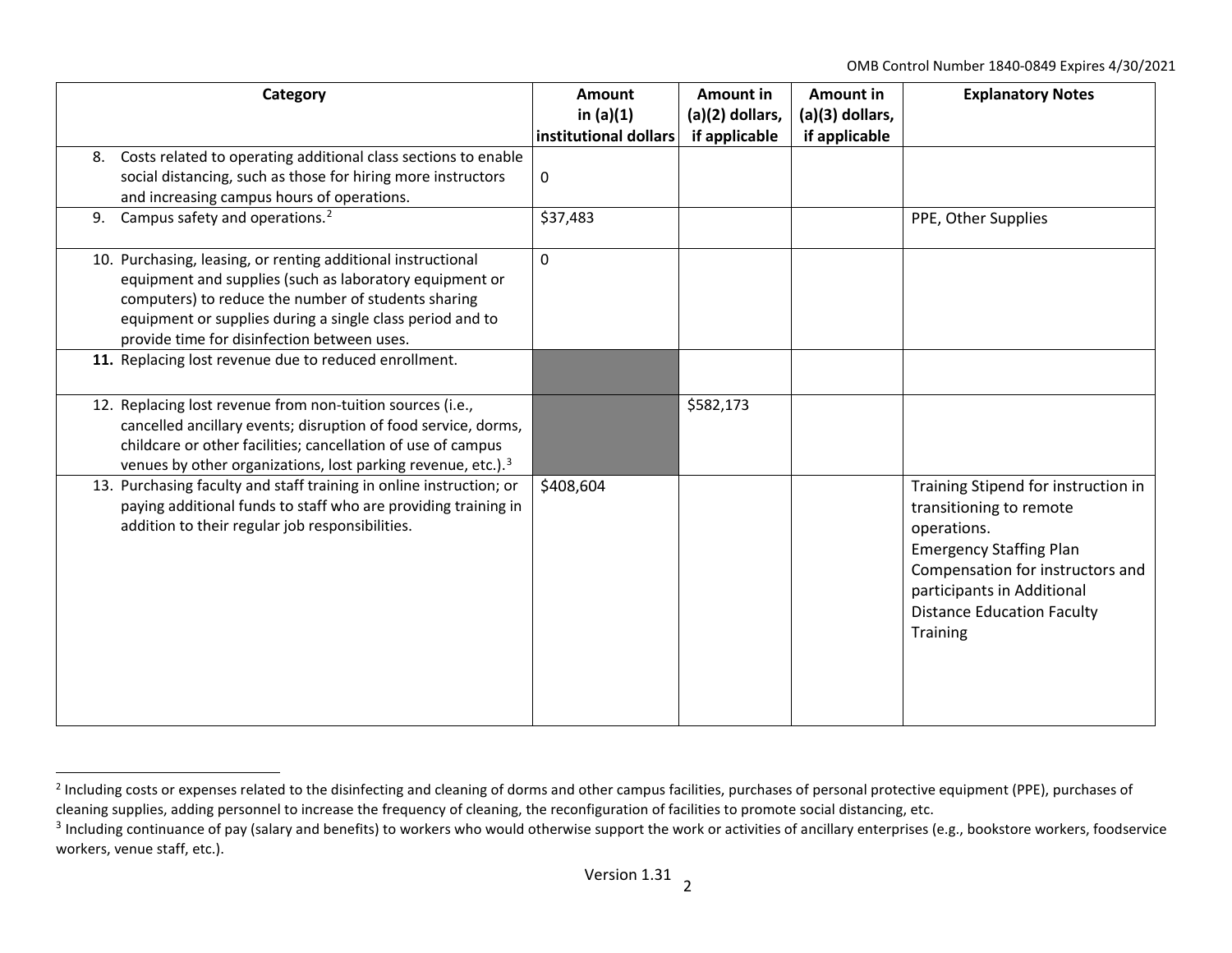| Category | Amount in (a)(1) institutional dollars | Amount in (a)(2) dollars, if applicable | Amount in (a)(3) dollars, if applicable | Explanatory Notes |
|---|---|---|---|---|
| 8. Costs related to operating additional class sections to enable social distancing, such as those for hiring more instructors and increasing campus hours of operations. | 0 | | | |
| 9. Campus safety and operations.[2] | $37,483 | | | PPE, Other Supplies |
| 10. Purchasing, leasing, or renting additional instructional equipment and supplies (such as laboratory equipment or computers) to reduce the number of students sharing equipment or supplies during a single class period and to provide time for disinfection between uses. | 0 | | | |
| **11.** Replacing lost revenue due to reduced enrollment. | | | | |
| 12. Replacing lost revenue from non-tuition sources (i.e., cancelled ancillary events; disruption of food service, dorms, childcare or other facilities; cancellation of use of campus venues by other organizations, lost parking revenue, etc.).[3] | | $582,173 | | |
| 13. Purchasing faculty and staff training in online instruction; or paying additional funds to staff who are providing training in addition to their regular job responsibilities. | $408,604 | | | Training Stipend for instruction in transitioning to remote operations. Emergency Staffing Plan Compensation for instructors and participants in Additional Distance Education Faculty Training |

[2] Including costs or expenses related to the disinfecting and cleaning of dorms and other campus facilities, purchases of personal protective equipment (PPE), purchases of cleaning supplies, adding personnel to increase the frequency of cleaning, the reconfiguration of facilities to promote social distancing, etc.

[3] Including continuance of pay (salary and benefits) to workers who would otherwise support the work or activities of ancillary enterprises (e.g., bookstore workers, foodservice workers, venue staff, etc.).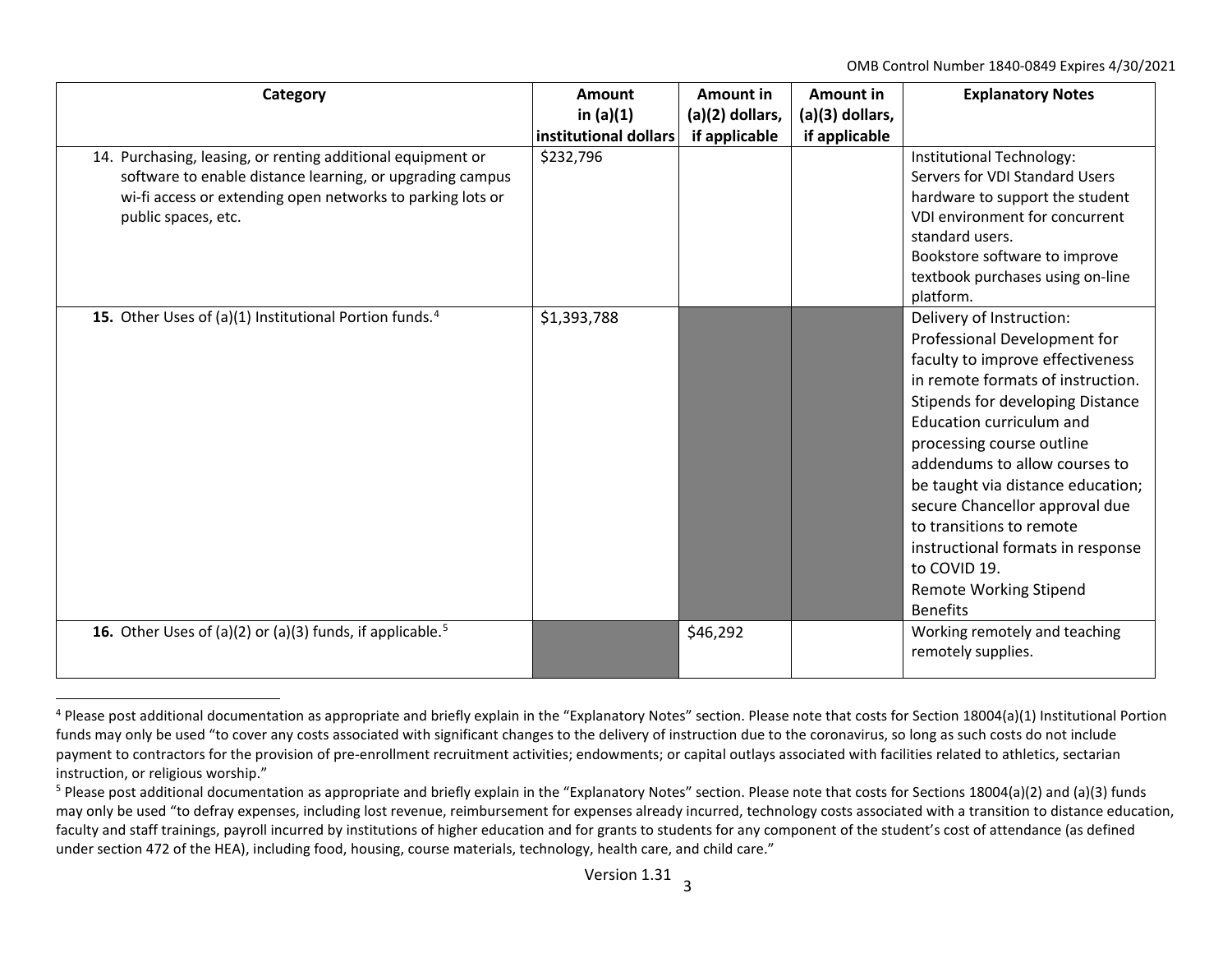| Category | Amount in (a)(1) institutional dollars | Amount in (a)(2) dollars, if applicable | Amount in (a)(3) dollars, if applicable | Explanatory Notes |
|---|---|---|---|---|
| 14. Purchasing, leasing, or renting additional equipment or software to enable distance learning, or upgrading campus wi-fi access or extending open networks to parking lots or public spaces, etc. | $232,796 | | | Institutional Technology: Servers for VDI Standard Users hardware to support the student VDI environment for concurrent standard users. Bookstore software to improve textbook purchases using on-line platform. |
| **15.** Other Uses of (a)(1) Institutional Portion funds.[4] | $1,393,788 | | | Delivery of Instruction: Professional Development for faculty to improve effectiveness in remote formats of instruction. Stipends for developing Distance Education curriculum and processing course outline addendums to allow courses to be taught via distance education; secure Chancellor approval due to transitions to remote instructional formats in response to COVID 19. Remote Working Stipend Benefits |
| **16.** Other Uses of (a)(2) or (a)(3) funds, if applicable.[5] | | $46,292 | | Working remotely and teaching remotely supplies. |

[4] Please post additional documentation as appropriate and briefly explain in the "Explanatory Notes" section. Please note that costs for Section 18004(a)(1) Institutional Portion funds may only be used "to cover any costs associated with significant changes to the delivery of instruction due to the coronavirus, so long as such costs do not include payment to contractors for the provision of pre-enrollment recruitment activities; endowments; or capital outlays associated with facilities related to athletics, sectarian instruction, or religious worship."

[5] Please post additional documentation as appropriate and briefly explain in the "Explanatory Notes" section. Please note that costs for Sections 18004(a)(2) and (a)(3) funds may only be used "to defray expenses, including lost revenue, reimbursement for expenses already incurred, technology costs associated with a transition to distance education, faculty and staff trainings, payroll incurred by institutions of higher education and for grants to students for any component of the student's cost of attendance (as defined under section 472 of the HEA), including food, housing, course materials, technology, health care, and child care."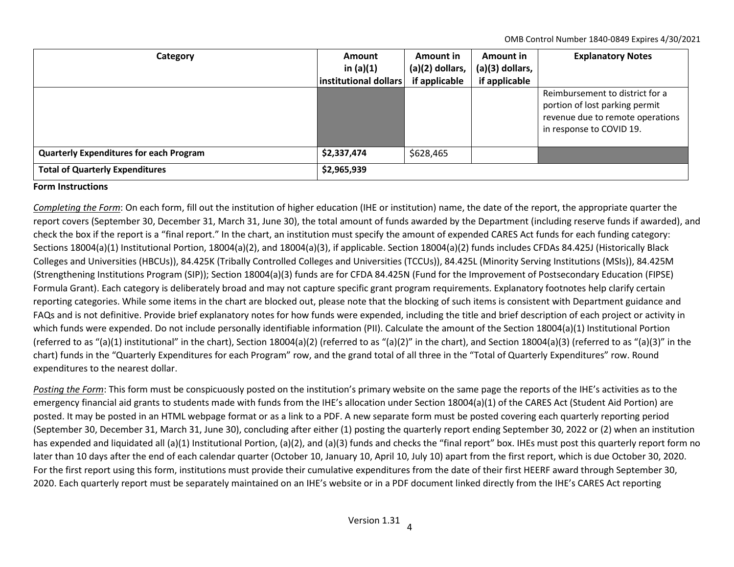| Category | Amount in (a)(1) institutional dollars | Amount in (a)(2) dollars, if applicable | Amount in (a)(3) dollars, if applicable | Explanatory Notes |
|---|---|---|---|---|
| | | | | Reimbursement to district for a portion of lost parking permit revenue due to remote operations in response to COVID 19. |
| **Quarterly Expenditures for each Program** | **$2,337,474** | $628,465 | | |
| **Total of Quarterly Expenditures** | **$2,965,939** | | | |

**Form Instructions**

*Completing the Form*: On each form, fill out the institution of higher education (IHE or institution) name, the date of the report, the appropriate quarter the report covers (September 30, December 31, March 31, June 30), the total amount of funds awarded by the Department (including reserve funds if awarded), and check the box if the report is a "final report." In the chart, an institution must specify the amount of expended CARES Act funds for each funding category: Sections 18004(a)(1) Institutional Portion, 18004(a)(2), and 18004(a)(3), if applicable. Section 18004(a)(2) funds includes CFDAs 84.425J (Historically Black Colleges and Universities (HBCUs)), 84.425K (Tribally Controlled Colleges and Universities (TCCUs)), 84.425L (Minority Serving Institutions (MSIs)), 84.425M (Strengthening Institutions Program (SIP)); Section 18004(a)(3) funds are for CFDA 84.425N (Fund for the Improvement of Postsecondary Education (FIPSE) Formula Grant). Each category is deliberately broad and may not capture specific grant program requirements. Explanatory footnotes help clarify certain reporting categories. While some items in the chart are blocked out, please note that the blocking of such items is consistent with Department guidance and FAQs and is not definitive. Provide brief explanatory notes for how funds were expended, including the title and brief description of each project or activity in which funds were expended. Do not include personally identifiable information (PII). Calculate the amount of the Section 18004(a)(1) Institutional Portion (referred to as "(a)(1) institutional" in the chart), Section 18004(a)(2) (referred to as "(a)(2)" in the chart), and Section 18004(a)(3) (referred to as "(a)(3)" in the chart) funds in the "Quarterly Expenditures for each Program" row, and the grand total of all three in the "Total of Quarterly Expenditures" row. Round expenditures to the nearest dollar.

*Posting the Form*: This form must be conspicuously posted on the institution's primary website on the same page the reports of the IHE's activities as to the emergency financial aid grants to students made with funds from the IHE's allocation under Section 18004(a)(1) of the CARES Act (Student Aid Portion) are posted. It may be posted in an HTML webpage format or as a link to a PDF. A new separate form must be posted covering each quarterly reporting period (September 30, December 31, March 31, June 30), concluding after either (1) posting the quarterly report ending September 30, 2022 or (2) when an institution has expended and liquidated all (a)(1) Institutional Portion, (a)(2), and (a)(3) funds and checks the "final report" box. IHEs must post this quarterly report form no later than 10 days after the end of each calendar quarter (October 10, January 10, April 10, July 10) apart from the first report, which is due October 30, 2020. For the first report using this form, institutions must provide their cumulative expenditures from the date of their first HEERF award through September 30, 2020. Each quarterly report must be separately maintained on an IHE's website or in a PDF document linked directly from the IHE's CARES Act reporting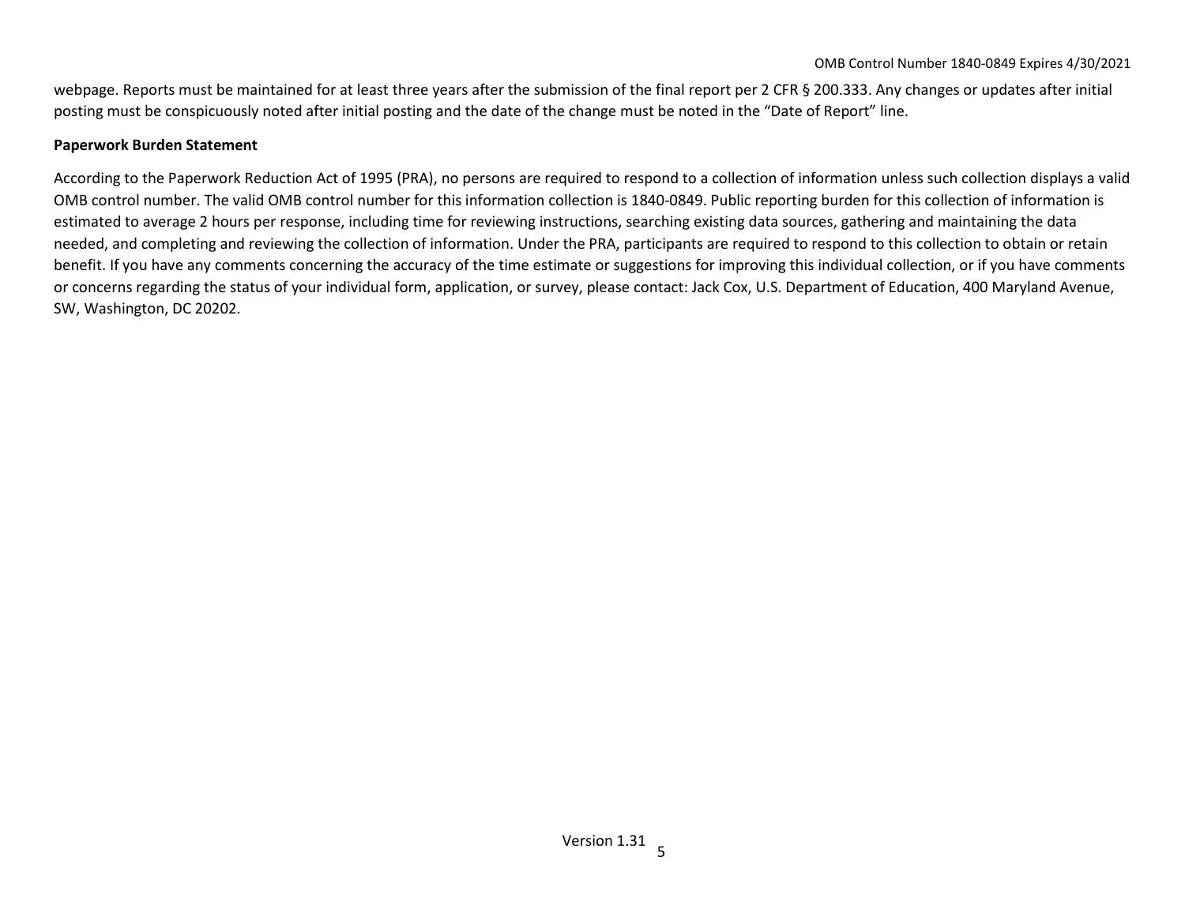webpage. Reports must be maintained for at least three years after the submission of the final report per 2 CFR § 200.333. Any changes or updates after initial posting must be conspicuously noted after initial posting and the date of the change must be noted in the “Date of Report” line.

**Paperwork Burden Statement**

According to the Paperwork Reduction Act of 1995 (PRA), no persons are required to respond to a collection of information unless such collection displays a valid OMB control number. The valid OMB control number for this information collection is 1840-0849. Public reporting burden for this collection of information is estimated to average 2 hours per response, including time for reviewing instructions, searching existing data sources, gathering and maintaining the data needed, and completing and reviewing the collection of information. Under the PRA, participants are required to respond to this collection to obtain or retain benefit. If you have any comments concerning the accuracy of the time estimate or suggestions for improving this individual collection, or if you have comments or concerns regarding the status of your individual form, application, or survey, please contact: Jack Cox, U.S. Department of Education, 400 Maryland Avenue, SW, Washington, DC 20202.